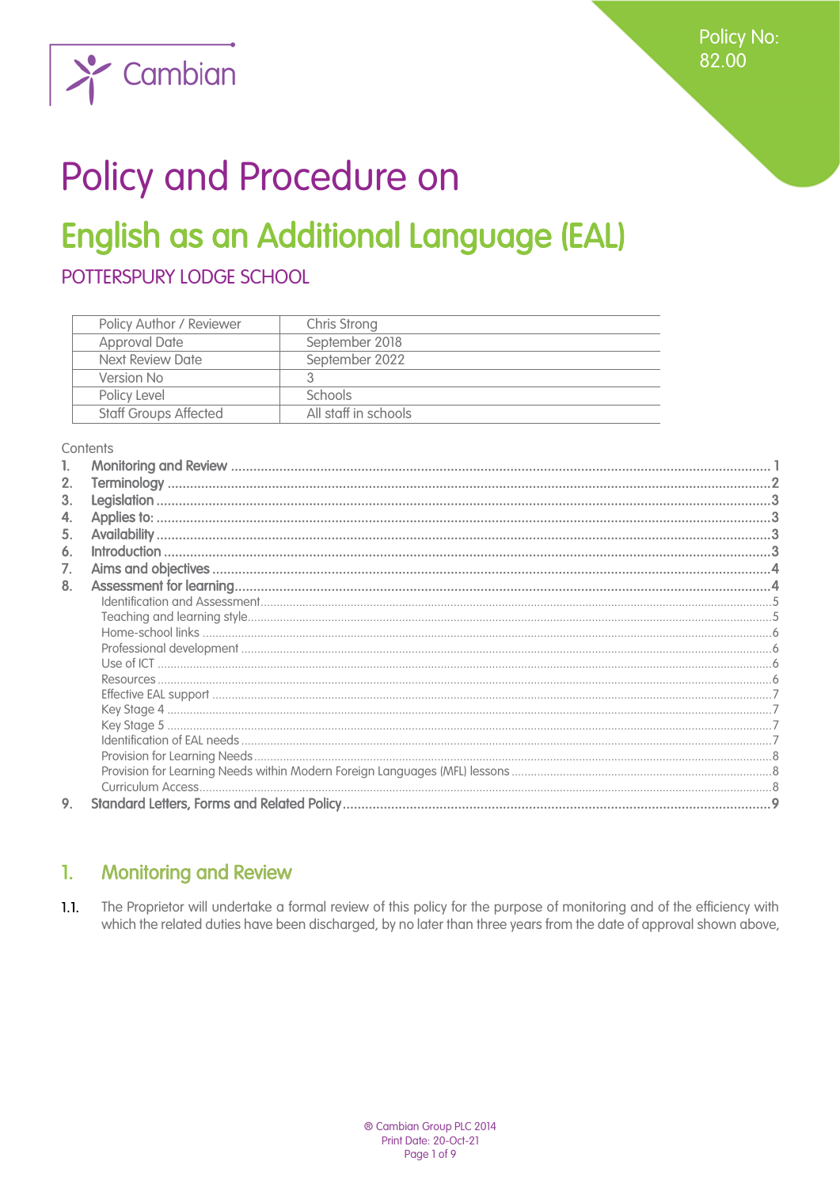Policy No: 82.00

# Policy and Procedure on

# English as an Additional Language (EAL)

## POTTERSPURY LODGE SCHOOL

| Policy Author / Reviewer | Chris Strong |
|---|---|
| Approval Date | September 2018 |
| Next Review Date | September 2022 |
| Version No | 3 |
| Policy Level | Schools |
| Staff Groups Affected | All staff in schools |

Contents

1. Monitoring and Review ....... 1
2. Terminology ....... 2
3. Legislation ....... 3
4. Applies to: ....... 3
5. Availability ....... 3
6. Introduction ....... 3
7. Aims and objectives ....... 4
8. Assessment for learning ....... 4
   - Identification and Assessment ....... 5
   - Teaching and learning style ....... 5
   - Home-school links ....... 6
   - Professional development ....... 6
   - Use of ICT ....... 6
   - Resources ....... 6
   - Effective EAL support ....... 7
   - Key Stage 4 ....... 7
   - Key Stage 5 ....... 7
   - Identification of EAL needs ....... 7
   - Provision for Learning Needs ....... 8
   - Provision for Learning Needs within Modern Foreign Languages (MFL) lessons ....... 8
   - Curriculum Access ....... 8
9. Standard Letters, Forms and Related Policy ....... 9

## 1. Monitoring and Review

1.1. The Proprietor will undertake a formal review of this policy for the purpose of monitoring and of the efficiency with which the related duties have been discharged, by no later than three years from the date of approval shown above,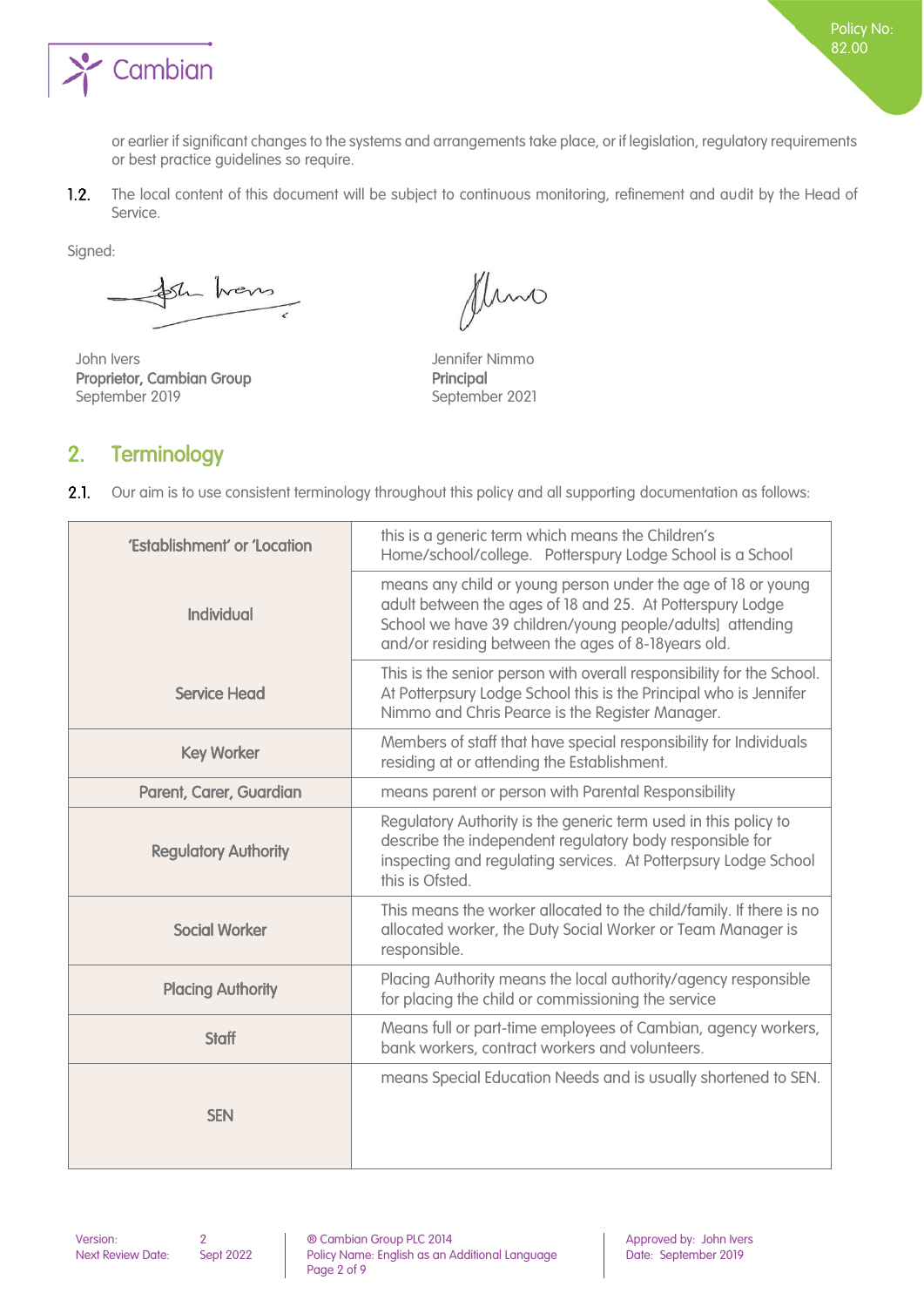or earlier if significant changes to the systems and arrangements take place, or if legislation, regulatory requirements or best practice guidelines so require.

1.2. The local content of this document will be subject to continuous monitoring, refinement and audit by the Head of Service.

Signed:

John Ivers
**Proprietor, Cambian Group**
September 2019

Jennifer Nimmo
**Principal**
September 2021

## 2. Terminology

2.1. Our aim is to use consistent terminology throughout this policy and all supporting documentation as follows:

| | |
|---|---|
| **'Establishment' or 'Location** | this is a generic term which means the Children's Home/school/college. Potterspury Lodge School is a School |
| **Individual** | means any child or young person under the age of 18 or young adult between the ages of 18 and 25. At Potterspury Lodge School we have 39 children/young people/adults] attending and/or residing between the ages of 8-18years old. |
| **Service Head** | This is the senior person with overall responsibility for the School. At Potterpsury Lodge School this is the Principal who is Jennifer Nimmo and Chris Pearce is the Register Manager. |
| **Key Worker** | Members of staff that have special responsibility for Individuals residing at or attending the Establishment. |
| **Parent, Carer, Guardian** | means parent or person with Parental Responsibility |
| **Regulatory Authority** | Regulatory Authority is the generic term used in this policy to describe the independent regulatory body responsible for inspecting and regulating services. At Potterpsury Lodge School this is Ofsted. |
| **Social Worker** | This means the worker allocated to the child/family. If there is no allocated worker, the Duty Social Worker or Team Manager is responsible. |
| **Placing Authority** | Placing Authority means the local authority/agency responsible for placing the child or commissioning the service |
| **Staff** | Means full or part-time employees of Cambian, agency workers, bank workers, contract workers and volunteers. |
| **SEN** | means Special Education Needs and is usually shortened to SEN. |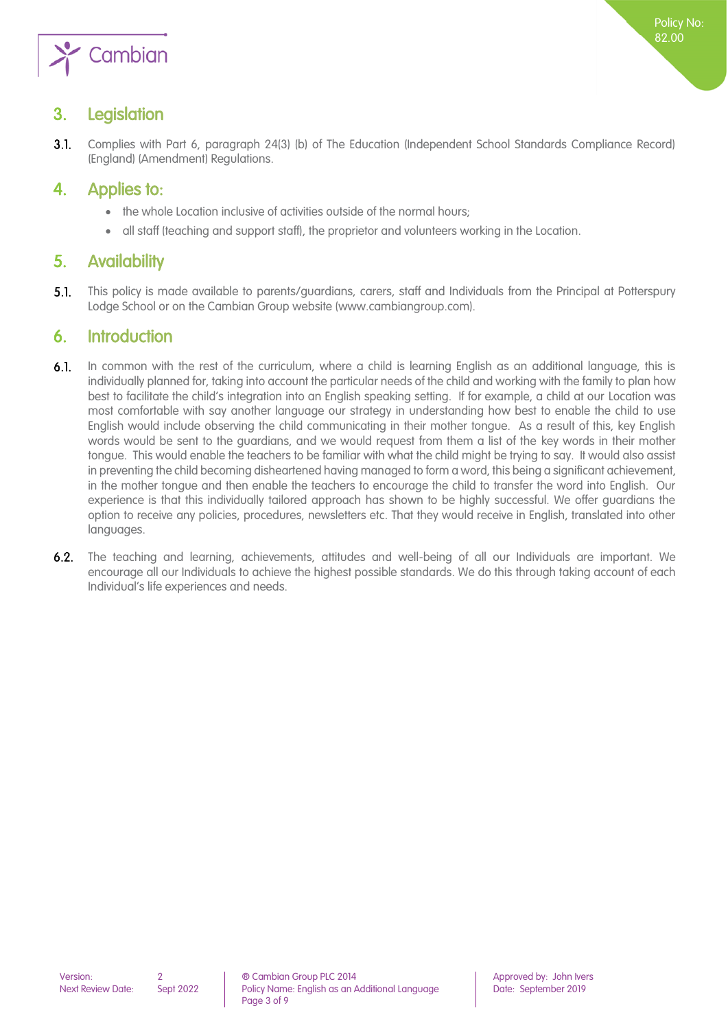## 3. Legislation

3.1. Complies with Part 6, paragraph 24(3) (b) of The Education (Independent School Standards Compliance Record) (England) (Amendment) Regulations.

## 4. Applies to:

- the whole Location inclusive of activities outside of the normal hours;
- all staff (teaching and support staff), the proprietor and volunteers working in the Location.

## 5. Availability

5.1. This policy is made available to parents/guardians, carers, staff and Individuals from the Principal at Potterspury Lodge School or on the Cambian Group website (www.cambiangroup.com).

## 6. Introduction

6.1. In common with the rest of the curriculum, where a child is learning English as an additional language, this is individually planned for, taking into account the particular needs of the child and working with the family to plan how best to facilitate the child's integration into an English speaking setting. If for example, a child at our Location was most comfortable with say another language our strategy in understanding how best to enable the child to use English would include observing the child communicating in their mother tongue. As a result of this, key English words would be sent to the guardians, and we would request from them a list of the key words in their mother tongue. This would enable the teachers to be familiar with what the child might be trying to say. It would also assist in preventing the child becoming disheartened having managed to form a word, this being a significant achievement, in the mother tongue and then enable the teachers to encourage the child to transfer the word into English. Our experience is that this individually tailored approach has shown to be highly successful. We offer guardians the option to receive any policies, procedures, newsletters etc. That they would receive in English, translated into other languages.

6.2. The teaching and learning, achievements, attitudes and well-being of all our Individuals are important. We encourage all our Individuals to achieve the highest possible standards. We do this through taking account of each Individual's life experiences and needs.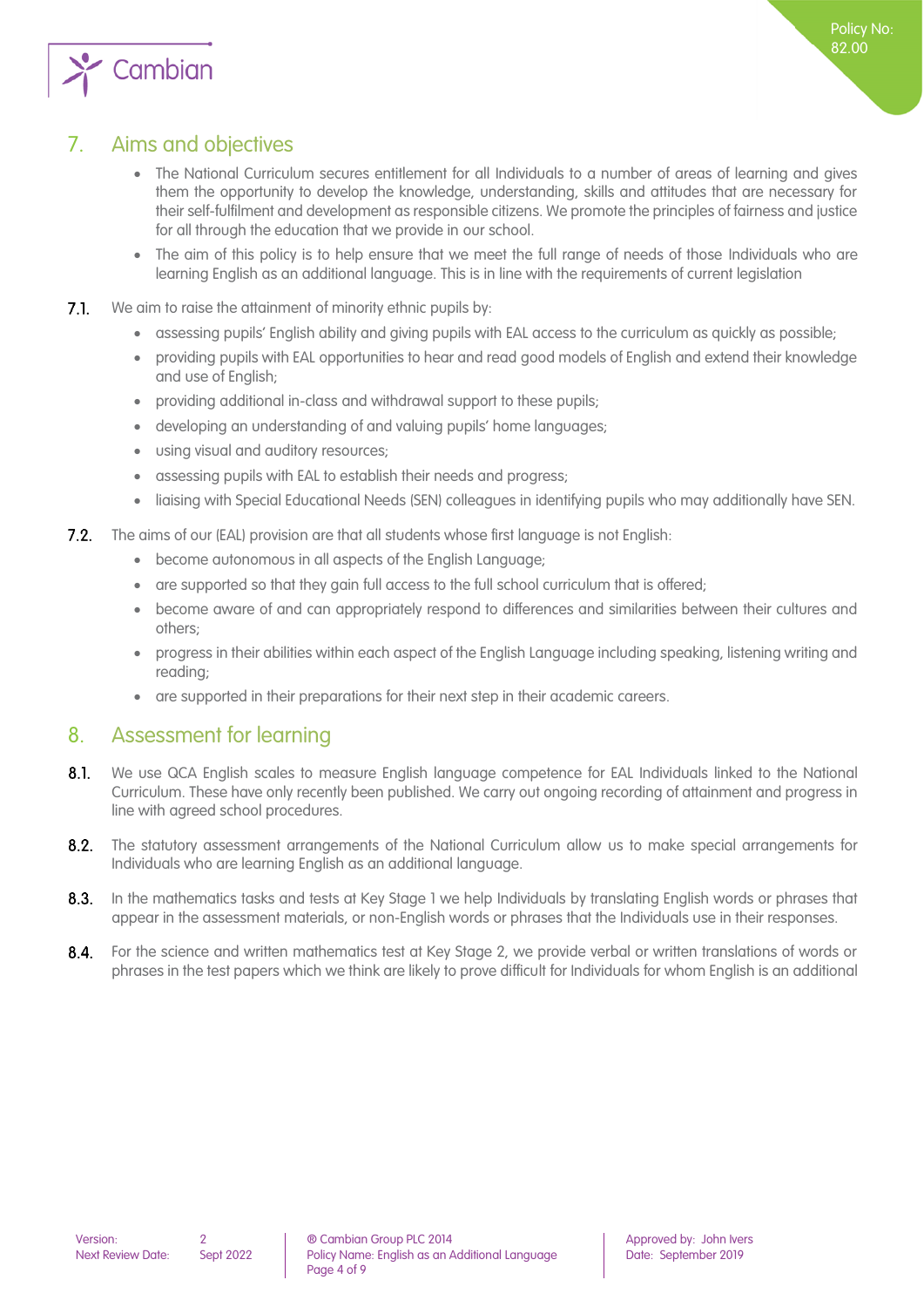## 7. Aims and objectives

- The National Curriculum secures entitlement for all Individuals to a number of areas of learning and gives them the opportunity to develop the knowledge, understanding, skills and attitudes that are necessary for their self-fulfilment and development as responsible citizens. We promote the principles of fairness and justice for all through the education that we provide in our school.
- The aim of this policy is to help ensure that we meet the full range of needs of those Individuals who are learning English as an additional language. This is in line with the requirements of current legislation

**7.1.** We aim to raise the attainment of minority ethnic pupils by:

- assessing pupils' English ability and giving pupils with EAL access to the curriculum as quickly as possible;
- providing pupils with EAL opportunities to hear and read good models of English and extend their knowledge and use of English;
- providing additional in-class and withdrawal support to these pupils;
- developing an understanding of and valuing pupils' home languages;
- using visual and auditory resources;
- assessing pupils with EAL to establish their needs and progress;
- liaising with Special Educational Needs (SEN) colleagues in identifying pupils who may additionally have SEN.

**7.2.** The aims of our (EAL) provision are that all students whose first language is not English:

- become autonomous in all aspects of the English Language;
- are supported so that they gain full access to the full school curriculum that is offered;
- become aware of and can appropriately respond to differences and similarities between their cultures and others;
- progress in their abilities within each aspect of the English Language including speaking, listening writing and reading;
- are supported in their preparations for their next step in their academic careers.

## 8. Assessment for learning

**8.1.** We use QCA English scales to measure English language competence for EAL Individuals linked to the National Curriculum. These have only recently been published. We carry out ongoing recording of attainment and progress in line with agreed school procedures.

**8.2.** The statutory assessment arrangements of the National Curriculum allow us to make special arrangements for Individuals who are learning English as an additional language.

**8.3.** In the mathematics tasks and tests at Key Stage 1 we help Individuals by translating English words or phrases that appear in the assessment materials, or non-English words or phrases that the Individuals use in their responses.

**8.4.** For the science and written mathematics test at Key Stage 2, we provide verbal or written translations of words or phrases in the test papers which we think are likely to prove difficult for Individuals for whom English is an additional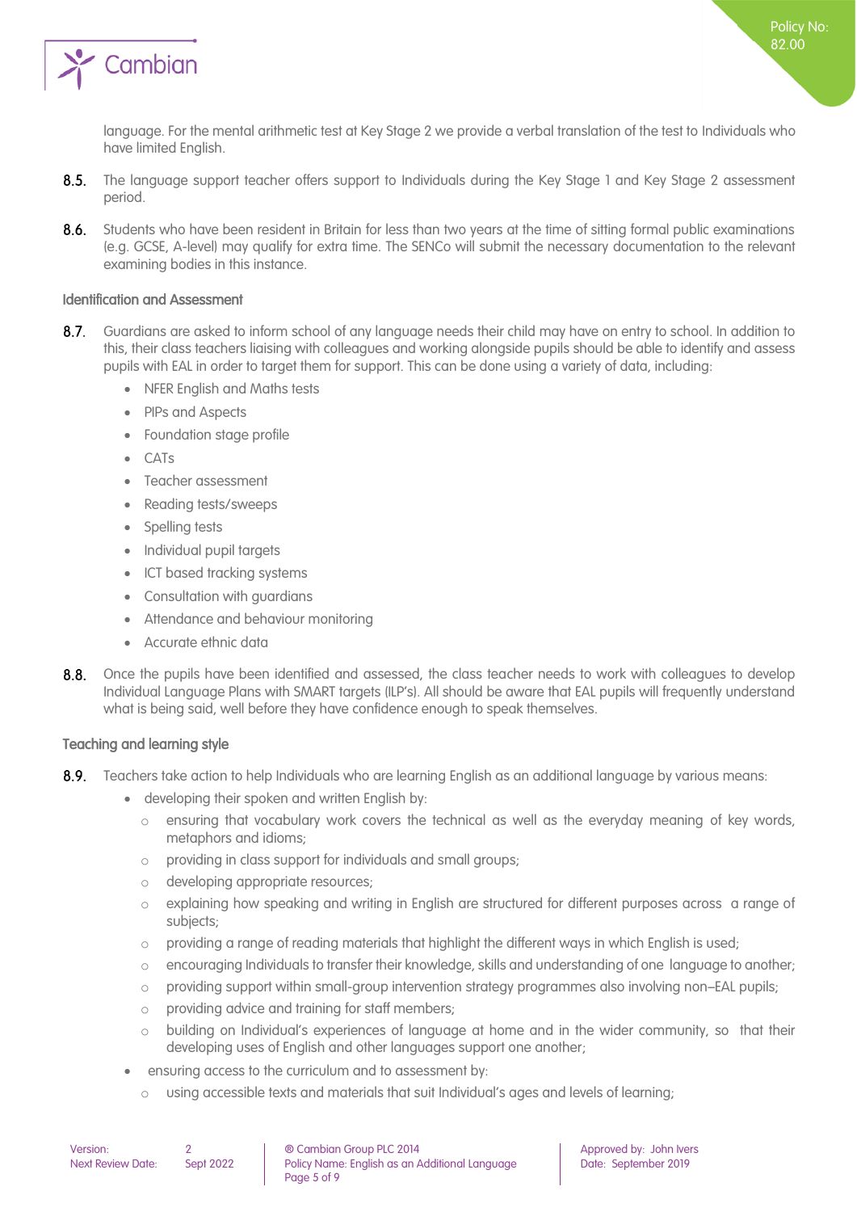language. For the mental arithmetic test at Key Stage 2 we provide a verbal translation of the test to Individuals who have limited English.

**8.5.** The language support teacher offers support to Individuals during the Key Stage 1 and Key Stage 2 assessment period.

**8.6.** Students who have been resident in Britain for less than two years at the time of sitting formal public examinations (e.g. GCSE, A-level) may qualify for extra time. The SENCo will submit the necessary documentation to the relevant examining bodies in this instance.

### Identification and Assessment

**8.7.** Guardians are asked to inform school of any language needs their child may have on entry to school. In addition to this, their class teachers liaising with colleagues and working alongside pupils should be able to identify and assess pupils with EAL in order to target them for support. This can be done using a variety of data, including:

- NFER English and Maths tests
- PIPs and Aspects
- Foundation stage profile
- CATs
- Teacher assessment
- Reading tests/sweeps
- Spelling tests
- Individual pupil targets
- ICT based tracking systems
- Consultation with guardians
- Attendance and behaviour monitoring
- Accurate ethnic data

**8.8.** Once the pupils have been identified and assessed, the class teacher needs to work with colleagues to develop Individual Language Plans with SMART targets (ILP's). All should be aware that EAL pupils will frequently understand what is being said, well before they have confidence enough to speak themselves.

### Teaching and learning style

**8.9.** Teachers take action to help Individuals who are learning English as an additional language by various means:

- developing their spoken and written English by:
  - ensuring that vocabulary work covers the technical as well as the everyday meaning of key words, metaphors and idioms;
  - providing in class support for individuals and small groups;
  - developing appropriate resources;
  - explaining how speaking and writing in English are structured for different purposes across a range of subjects;
  - providing a range of reading materials that highlight the different ways in which English is used;
  - encouraging Individuals to transfer their knowledge, skills and understanding of one language to another;
  - providing support within small-group intervention strategy programmes also involving non–EAL pupils;
  - providing advice and training for staff members;
  - building on Individual's experiences of language at home and in the wider community, so that their developing uses of English and other languages support one another;
- ensuring access to the curriculum and to assessment by:
  - using accessible texts and materials that suit Individual's ages and levels of learning;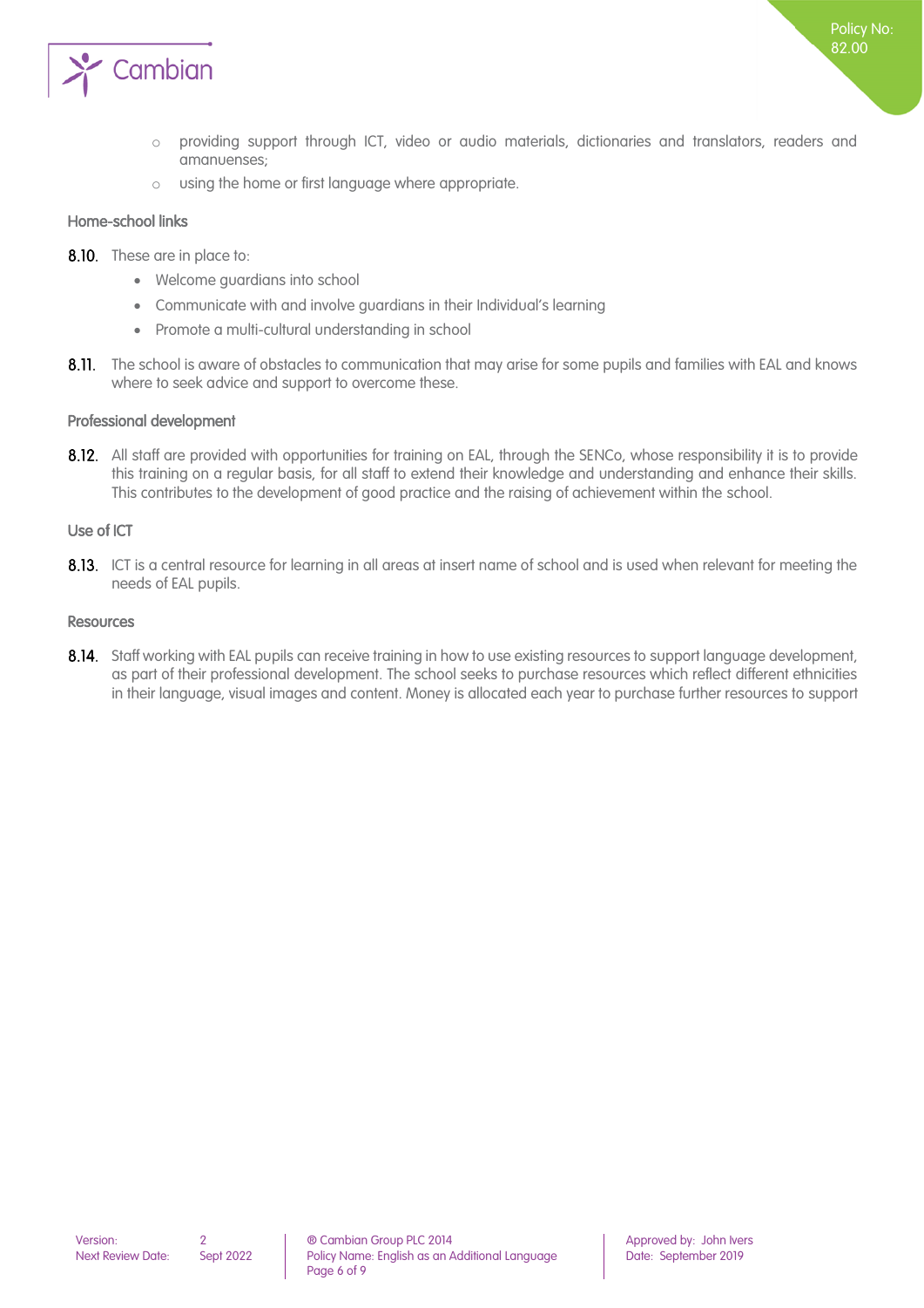- providing support through ICT, video or audio materials, dictionaries and translators, readers and amanuenses;
- using the home or first language where appropriate.

### Home-school links

**8.10.** These are in place to:

- Welcome guardians into school
- Communicate with and involve guardians in their Individual's learning
- Promote a multi-cultural understanding in school

**8.11.** The school is aware of obstacles to communication that may arise for some pupils and families with EAL and knows where to seek advice and support to overcome these.

### Professional development

**8.12.** All staff are provided with opportunities for training on EAL, through the SENCo, whose responsibility it is to provide this training on a regular basis, for all staff to extend their knowledge and understanding and enhance their skills. This contributes to the development of good practice and the raising of achievement within the school.

### Use of ICT

**8.13.** ICT is a central resource for learning in all areas at insert name of school and is used when relevant for meeting the needs of EAL pupils.

### Resources

**8.14.** Staff working with EAL pupils can receive training in how to use existing resources to support language development, as part of their professional development. The school seeks to purchase resources which reflect different ethnicities in their language, visual images and content. Money is allocated each year to purchase further resources to support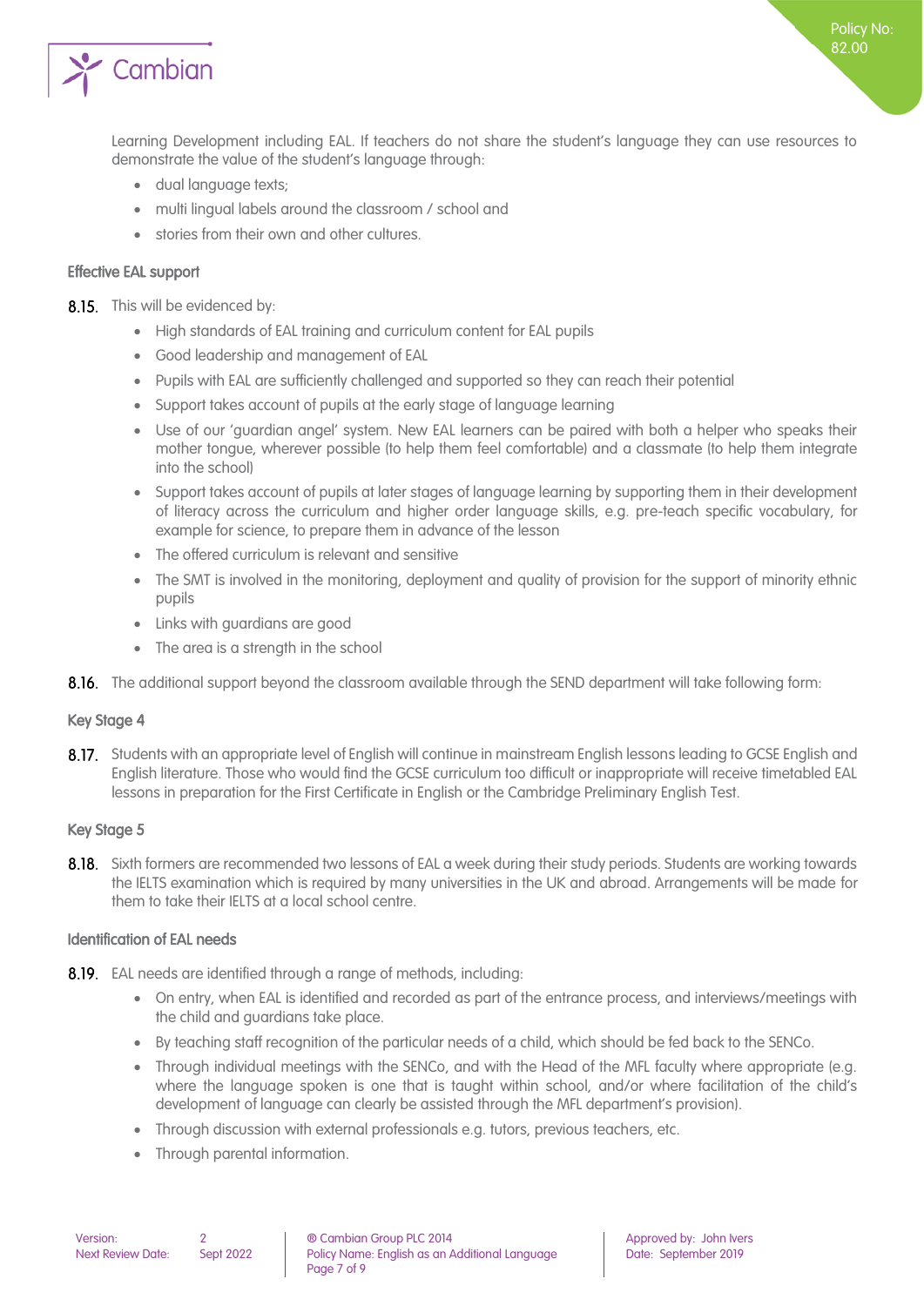Learning Development including EAL. If teachers do not share the student's language they can use resources to demonstrate the value of the student's language through:

- dual language texts;
- multi lingual labels around the classroom / school and
- stories from their own and other cultures.

### Effective EAL support

**8.15.** This will be evidenced by:

- High standards of EAL training and curriculum content for EAL pupils
- Good leadership and management of EAL
- Pupils with EAL are sufficiently challenged and supported so they can reach their potential
- Support takes account of pupils at the early stage of language learning
- Use of our 'guardian angel' system. New EAL learners can be paired with both a helper who speaks their mother tongue, wherever possible (to help them feel comfortable) and a classmate (to help them integrate into the school)
- Support takes account of pupils at later stages of language learning by supporting them in their development of literacy across the curriculum and higher order language skills, e.g. pre-teach specific vocabulary, for example for science, to prepare them in advance of the lesson
- The offered curriculum is relevant and sensitive
- The SMT is involved in the monitoring, deployment and quality of provision for the support of minority ethnic pupils
- Links with guardians are good
- The area is a strength in the school

**8.16.** The additional support beyond the classroom available through the SEND department will take following form:

### Key Stage 4

**8.17.** Students with an appropriate level of English will continue in mainstream English lessons leading to GCSE English and English literature. Those who would find the GCSE curriculum too difficult or inappropriate will receive timetabled EAL lessons in preparation for the First Certificate in English or the Cambridge Preliminary English Test.

### Key Stage 5

**8.18.** Sixth formers are recommended two lessons of EAL a week during their study periods. Students are working towards the IELTS examination which is required by many universities in the UK and abroad. Arrangements will be made for them to take their IELTS at a local school centre.

### Identification of EAL needs

**8.19.** EAL needs are identified through a range of methods, including:

- On entry, when EAL is identified and recorded as part of the entrance process, and interviews/meetings with the child and guardians take place.
- By teaching staff recognition of the particular needs of a child, which should be fed back to the SENCo.
- Through individual meetings with the SENCo, and with the Head of the MFL faculty where appropriate (e.g. where the language spoken is one that is taught within school, and/or where facilitation of the child's development of language can clearly be assisted through the MFL department's provision).
- Through discussion with external professionals e.g. tutors, previous teachers, etc.
- Through parental information.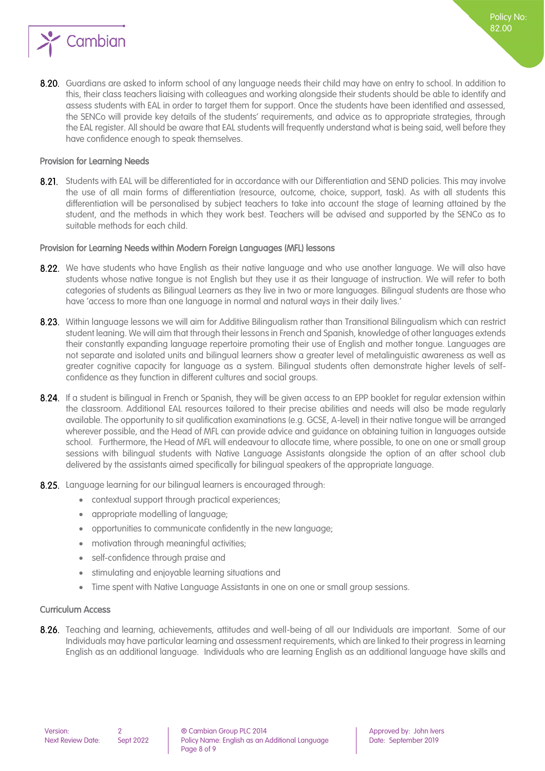8.20. Guardians are asked to inform school of any language needs their child may have on entry to school. In addition to this, their class teachers liaising with colleagues and working alongside their students should be able to identify and assess students with EAL in order to target them for support. Once the students have been identified and assessed, the SENCo will provide key details of the students' requirements, and advice as to appropriate strategies, through the EAL register. All should be aware that EAL students will frequently understand what is being said, well before they have confidence enough to speak themselves.

### Provision for Learning Needs

8.21. Students with EAL will be differentiated for in accordance with our Differentiation and SEND policies. This may involve the use of all main forms of differentiation (resource, outcome, choice, support, task). As with all students this differentiation will be personalised by subject teachers to take into account the stage of learning attained by the student, and the methods in which they work best. Teachers will be advised and supported by the SENCo as to suitable methods for each child.

### Provision for Learning Needs within Modern Foreign Languages (MFL) lessons

8.22. We have students who have English as their native language and who use another language. We will also have students whose native tongue is not English but they use it as their language of instruction. We will refer to both categories of students as Bilingual Learners as they live in two or more languages. Bilingual students are those who have 'access to more than one language in normal and natural ways in their daily lives.'

8.23. Within language lessons we will aim for Additive Bilingualism rather than Transitional Bilingualism which can restrict student leaning. We will aim that through their lessons in French and Spanish, knowledge of other languages extends their constantly expanding language repertoire promoting their use of English and mother tongue. Languages are not separate and isolated units and bilingual learners show a greater level of metalinguistic awareness as well as greater cognitive capacity for language as a system. Bilingual students often demonstrate higher levels of self-confidence as they function in different cultures and social groups.

8.24. If a student is bilingual in French or Spanish, they will be given access to an EPP booklet for regular extension within the classroom. Additional EAL resources tailored to their precise abilities and needs will also be made regularly available. The opportunity to sit qualification examinations (e.g. GCSE, A-level) in their native tongue will be arranged wherever possible, and the Head of MFL can provide advice and guidance on obtaining tuition in languages outside school. Furthermore, the Head of MFL will endeavour to allocate time, where possible, to one on one or small group sessions with bilingual students with Native Language Assistants alongside the option of an after school club delivered by the assistants aimed specifically for bilingual speakers of the appropriate language.

8.25. Language learning for our bilingual learners is encouraged through:

- contextual support through practical experiences;
- appropriate modelling of language;
- opportunities to communicate confidently in the new language;
- motivation through meaningful activities;
- self-confidence through praise and
- stimulating and enjoyable learning situations and
- Time spent with Native Language Assistants in one on one or small group sessions.

### Curriculum Access

8.26. Teaching and learning, achievements, attitudes and well-being of all our Individuals are important. Some of our Individuals may have particular learning and assessment requirements, which are linked to their progress in learning English as an additional language. Individuals who are learning English as an additional language have skills and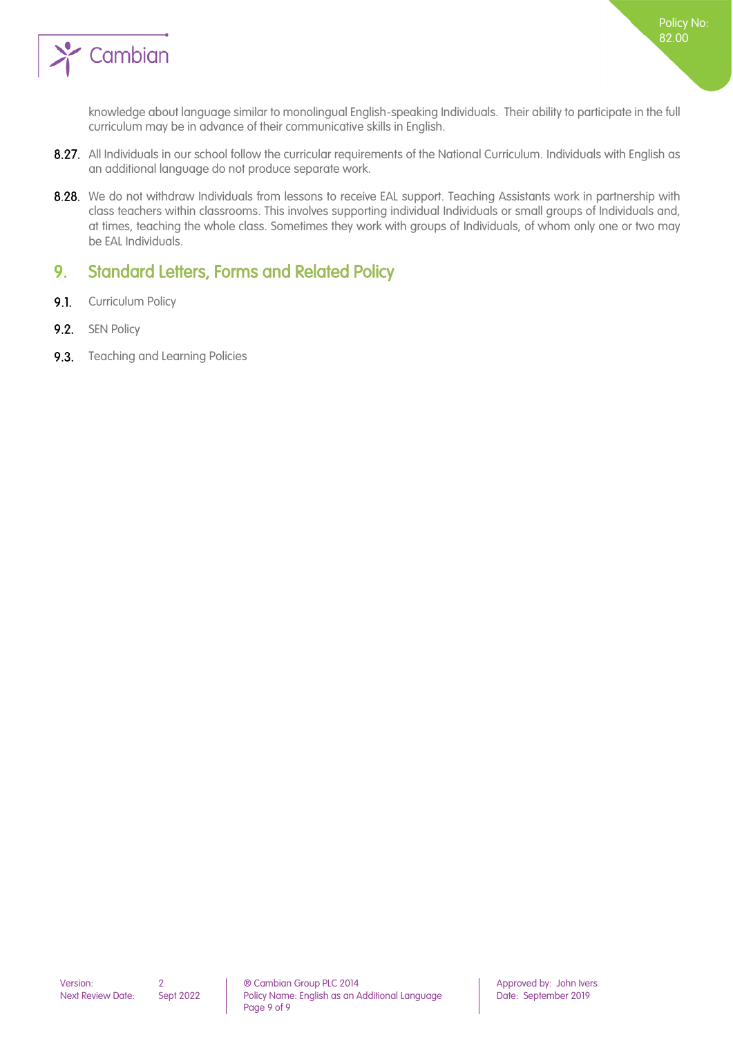knowledge about language similar to monolingual English-speaking Individuals. Their ability to participate in the full curriculum may be in advance of their communicative skills in English.

8.27. All Individuals in our school follow the curricular requirements of the National Curriculum. Individuals with English as an additional language do not produce separate work.

8.28. We do not withdraw Individuals from lessons to receive EAL support. Teaching Assistants work in partnership with class teachers within classrooms. This involves supporting individual Individuals or small groups of Individuals and, at times, teaching the whole class. Sometimes they work with groups of Individuals, of whom only one or two may be EAL Individuals.

## 9. Standard Letters, Forms and Related Policy

9.1. Curriculum Policy

9.2. SEN Policy

9.3. Teaching and Learning Policies